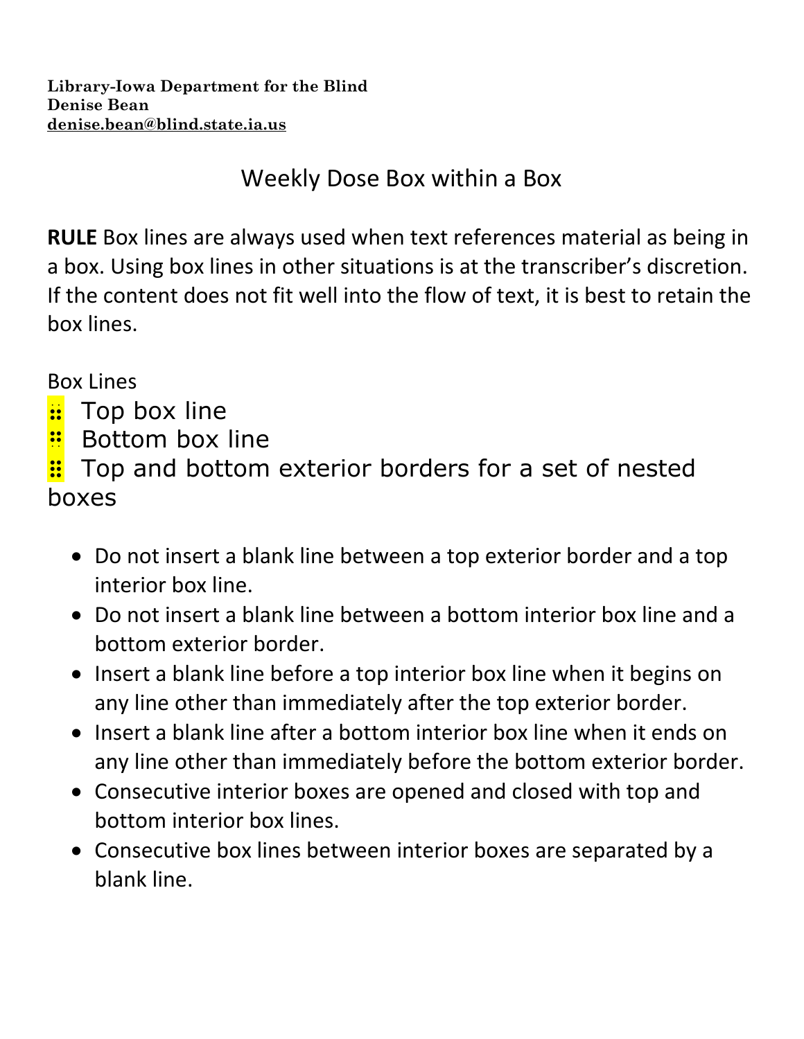**Library-Iowa Department for the Blind**
**Denise Bean**
**denise.bean@blind.state.ia.us**

# Weekly Dose Box within a Box

**RULE** Box lines are always used when text references material as being in a box. Using box lines in other situations is at the transcriber's discretion. If the content does not fit well into the flow of text, it is best to retain the box lines.

Box Lines

⠶ Top box line
⠛ Bottom box line
⠿ Top and bottom exterior borders for a set of nested boxes

- Do not insert a blank line between a top exterior border and a top interior box line.
- Do not insert a blank line between a bottom interior box line and a bottom exterior border.
- Insert a blank line before a top interior box line when it begins on any line other than immediately after the top exterior border.
- Insert a blank line after a bottom interior box line when it ends on any line other than immediately before the bottom exterior border.
- Consecutive interior boxes are opened and closed with top and bottom interior box lines.
- Consecutive box lines between interior boxes are separated by a blank line.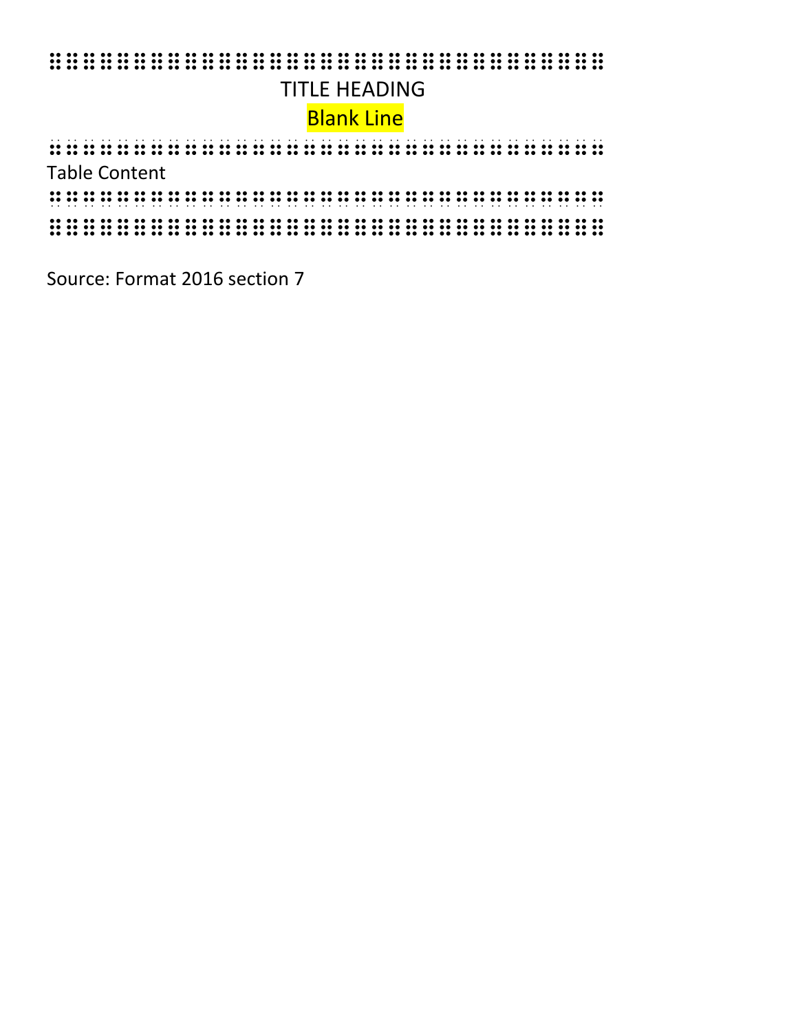⠿⠿⠿⠿⠿⠿⠿⠿⠿⠿⠿⠿⠿⠿⠿⠿⠿⠿⠿⠿⠿⠿⠿⠿⠿⠿⠿⠿⠿⠿⠿⠿⠿⠿⠿⠿⠿⠿⠿⠿

TITLE HEADING

Blank Line

⠶⠶⠶⠶⠶⠶⠶⠶⠶⠶⠶⠶⠶⠶⠶⠶⠶⠶⠶⠶⠶⠶⠶⠶⠶⠶⠶⠶⠶⠶⠶⠶⠶⠶⠶⠶⠶⠶⠶⠶

Table Content

⠛⠛⠛⠛⠛⠛⠛⠛⠛⠛⠛⠛⠛⠛⠛⠛⠛⠛⠛⠛⠛⠛⠛⠛⠛⠛⠛⠛⠛⠛⠛⠛⠛⠛⠛⠛⠛⠛⠛⠛

⠿⠿⠿⠿⠿⠿⠿⠿⠿⠿⠿⠿⠿⠿⠿⠿⠿⠿⠿⠿⠿⠿⠿⠿⠿⠿⠿⠿⠿⠿⠿⠿⠿⠿⠿⠿⠿⠿⠿⠿

Source: Format 2016 section 7